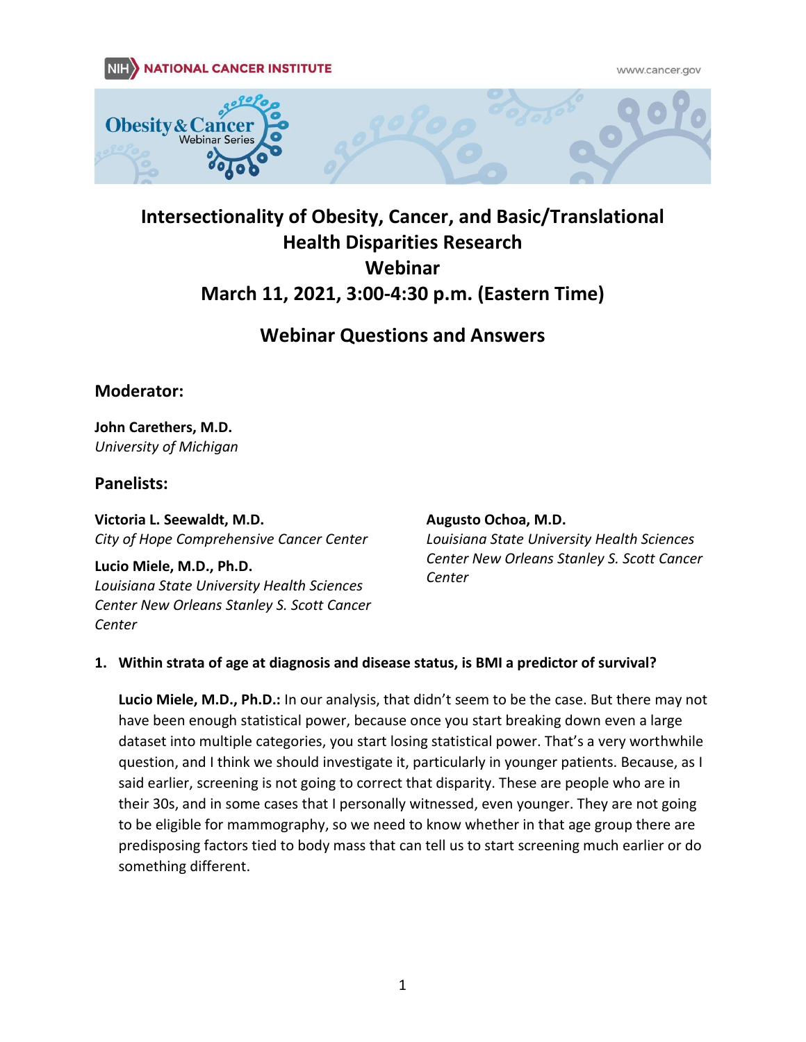# Intersectionality of Obesity, Cancer, and Basic/Translational Health Disparities Research Webinar

## March 11, 2021, 3:00-4:30 p.m. (Eastern Time)

## Webinar Questions and Answers

### Moderator:

**John Carethers, M.D.**
*University of Michigan*

### Panelists:

**Victoria L. Seewaldt, M.D.**
*City of Hope Comprehensive Cancer Center*

**Lucio Miele, M.D., Ph.D.**
*Louisiana State University Health Sciences Center New Orleans Stanley S. Scott Cancer Center*

**Augusto Ochoa, M.D.**
*Louisiana State University Health Sciences Center New Orleans Stanley S. Scott Cancer Center*

1. **Within strata of age at diagnosis and disease status, is BMI a predictor of survival?**

   **Lucio Miele, M.D., Ph.D.:** In our analysis, that didn't seem to be the case. But there may not have been enough statistical power, because once you start breaking down even a large dataset into multiple categories, you start losing statistical power. That's a very worthwhile question, and I think we should investigate it, particularly in younger patients. Because, as I said earlier, screening is not going to correct that disparity. These are people who are in their 30s, and in some cases that I personally witnessed, even younger. They are not going to be eligible for mammography, so we need to know whether in that age group there are predisposing factors tied to body mass that can tell us to start screening much earlier or do something different.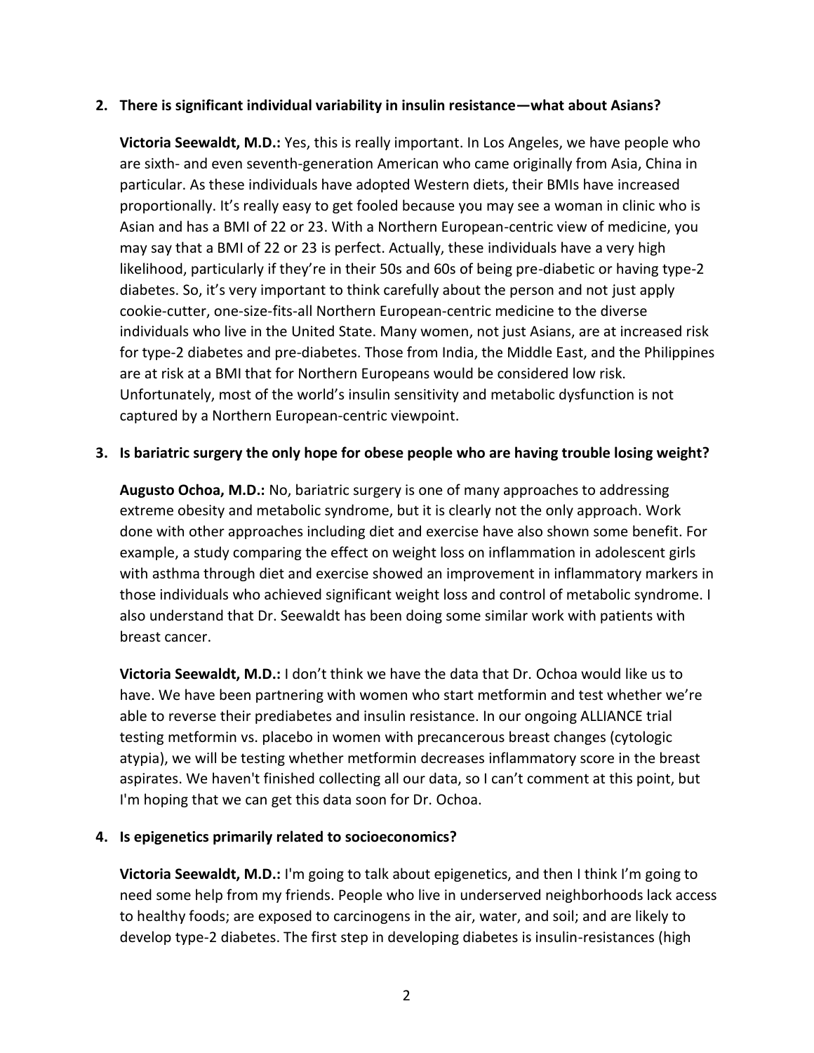2. **There is significant individual variability in insulin resistance—what about Asians?**

   **Victoria Seewaldt, M.D.:** Yes, this is really important. In Los Angeles, we have people who are sixth- and even seventh-generation American who came originally from Asia, China in particular. As these individuals have adopted Western diets, their BMIs have increased proportionally. It's really easy to get fooled because you may see a woman in clinic who is Asian and has a BMI of 22 or 23. With a Northern European-centric view of medicine, you may say that a BMI of 22 or 23 is perfect. Actually, these individuals have a very high likelihood, particularly if they're in their 50s and 60s of being pre-diabetic or having type-2 diabetes. So, it's very important to think carefully about the person and not just apply cookie-cutter, one-size-fits-all Northern European-centric medicine to the diverse individuals who live in the United State. Many women, not just Asians, are at increased risk for type-2 diabetes and pre-diabetes. Those from India, the Middle East, and the Philippines are at risk at a BMI that for Northern Europeans would be considered low risk. Unfortunately, most of the world's insulin sensitivity and metabolic dysfunction is not captured by a Northern European-centric viewpoint.

3. **Is bariatric surgery the only hope for obese people who are having trouble losing weight?**

   **Augusto Ochoa, M.D.:** No, bariatric surgery is one of many approaches to addressing extreme obesity and metabolic syndrome, but it is clearly not the only approach. Work done with other approaches including diet and exercise have also shown some benefit. For example, a study comparing the effect on weight loss on inflammation in adolescent girls with asthma through diet and exercise showed an improvement in inflammatory markers in those individuals who achieved significant weight loss and control of metabolic syndrome. I also understand that Dr. Seewaldt has been doing some similar work with patients with breast cancer.

   **Victoria Seewaldt, M.D.:** I don't think we have the data that Dr. Ochoa would like us to have. We have been partnering with women who start metformin and test whether we're able to reverse their prediabetes and insulin resistance. In our ongoing ALLIANCE trial testing metformin vs. placebo in women with precancerous breast changes (cytologic atypia), we will be testing whether metformin decreases inflammatory score in the breast aspirates. We haven't finished collecting all our data, so I can't comment at this point, but I'm hoping that we can get this data soon for Dr. Ochoa.

4. **Is epigenetics primarily related to socioeconomics?**

   **Victoria Seewaldt, M.D.:** I'm going to talk about epigenetics, and then I think I'm going to need some help from my friends. People who live in underserved neighborhoods lack access to healthy foods; are exposed to carcinogens in the air, water, and soil; and are likely to develop type-2 diabetes. The first step in developing diabetes is insulin-resistances (high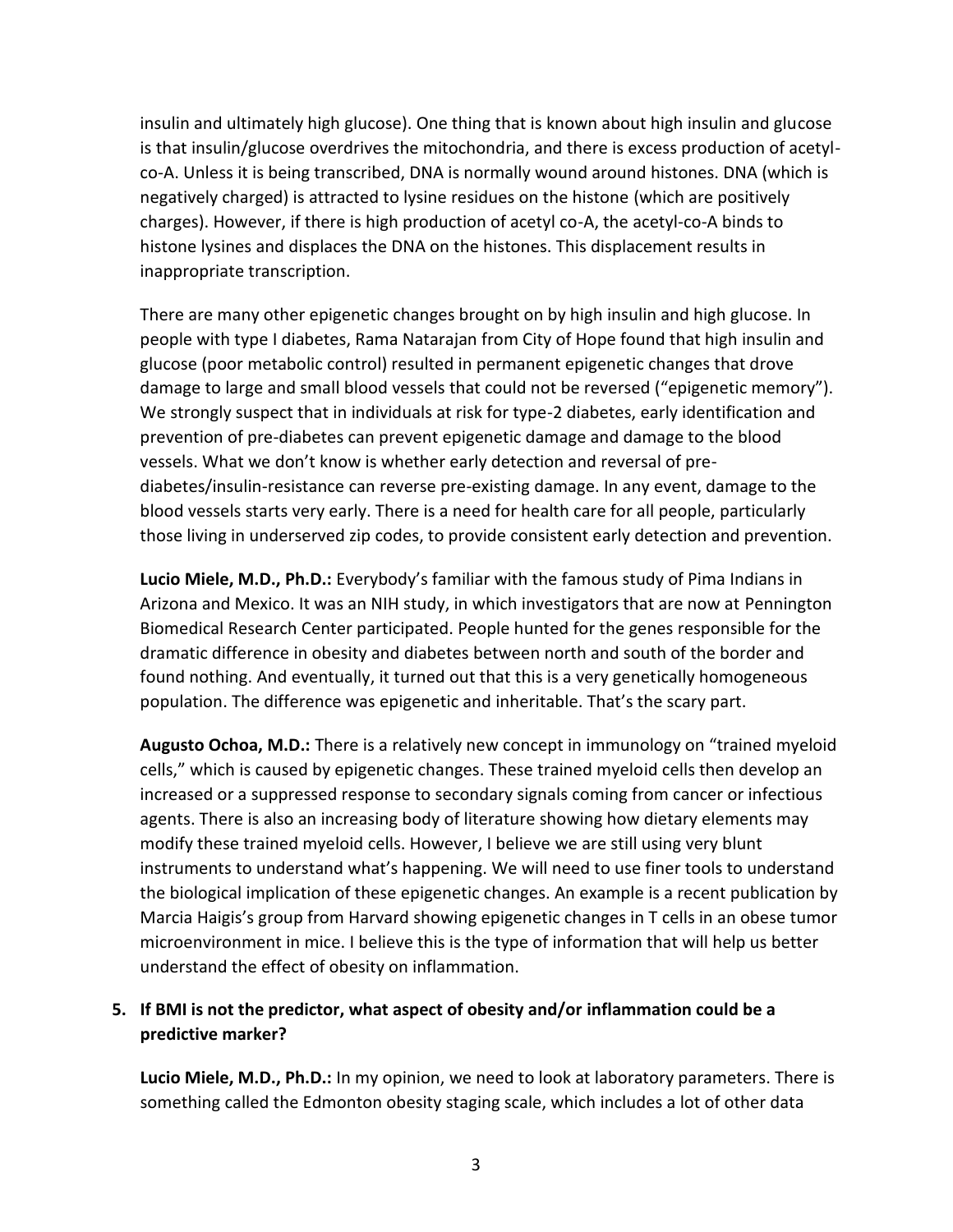insulin and ultimately high glucose). One thing that is known about high insulin and glucose is that insulin/glucose overdrives the mitochondria, and there is excess production of acetyl-co-A. Unless it is being transcribed, DNA is normally wound around histones. DNA (which is negatively charged) is attracted to lysine residues on the histone (which are positively charges). However, if there is high production of acetyl co-A, the acetyl-co-A binds to histone lysines and displaces the DNA on the histones. This displacement results in inappropriate transcription.

There are many other epigenetic changes brought on by high insulin and high glucose. In people with type I diabetes, Rama Natarajan from City of Hope found that high insulin and glucose (poor metabolic control) resulted in permanent epigenetic changes that drove damage to large and small blood vessels that could not be reversed ("epigenetic memory"). We strongly suspect that in individuals at risk for type-2 diabetes, early identification and prevention of pre-diabetes can prevent epigenetic damage and damage to the blood vessels. What we don't know is whether early detection and reversal of pre-diabetes/insulin-resistance can reverse pre-existing damage. In any event, damage to the blood vessels starts very early. There is a need for health care for all people, particularly those living in underserved zip codes, to provide consistent early detection and prevention.

**Lucio Miele, M.D., Ph.D.:** Everybody's familiar with the famous study of Pima Indians in Arizona and Mexico. It was an NIH study, in which investigators that are now at Pennington Biomedical Research Center participated. People hunted for the genes responsible for the dramatic difference in obesity and diabetes between north and south of the border and found nothing. And eventually, it turned out that this is a very genetically homogeneous population. The difference was epigenetic and inheritable. That's the scary part.

**Augusto Ochoa, M.D.:** There is a relatively new concept in immunology on "trained myeloid cells," which is caused by epigenetic changes. These trained myeloid cells then develop an increased or a suppressed response to secondary signals coming from cancer or infectious agents. There is also an increasing body of literature showing how dietary elements may modify these trained myeloid cells. However, I believe we are still using very blunt instruments to understand what's happening. We will need to use finer tools to understand the biological implication of these epigenetic changes. An example is a recent publication by Marcia Haigis's group from Harvard showing epigenetic changes in T cells in an obese tumor microenvironment in mice. I believe this is the type of information that will help us better understand the effect of obesity on inflammation.

**5. If BMI is not the predictor, what aspect of obesity and/or inflammation could be a predictive marker?**

**Lucio Miele, M.D., Ph.D.:** In my opinion, we need to look at laboratory parameters. There is something called the Edmonton obesity staging scale, which includes a lot of other data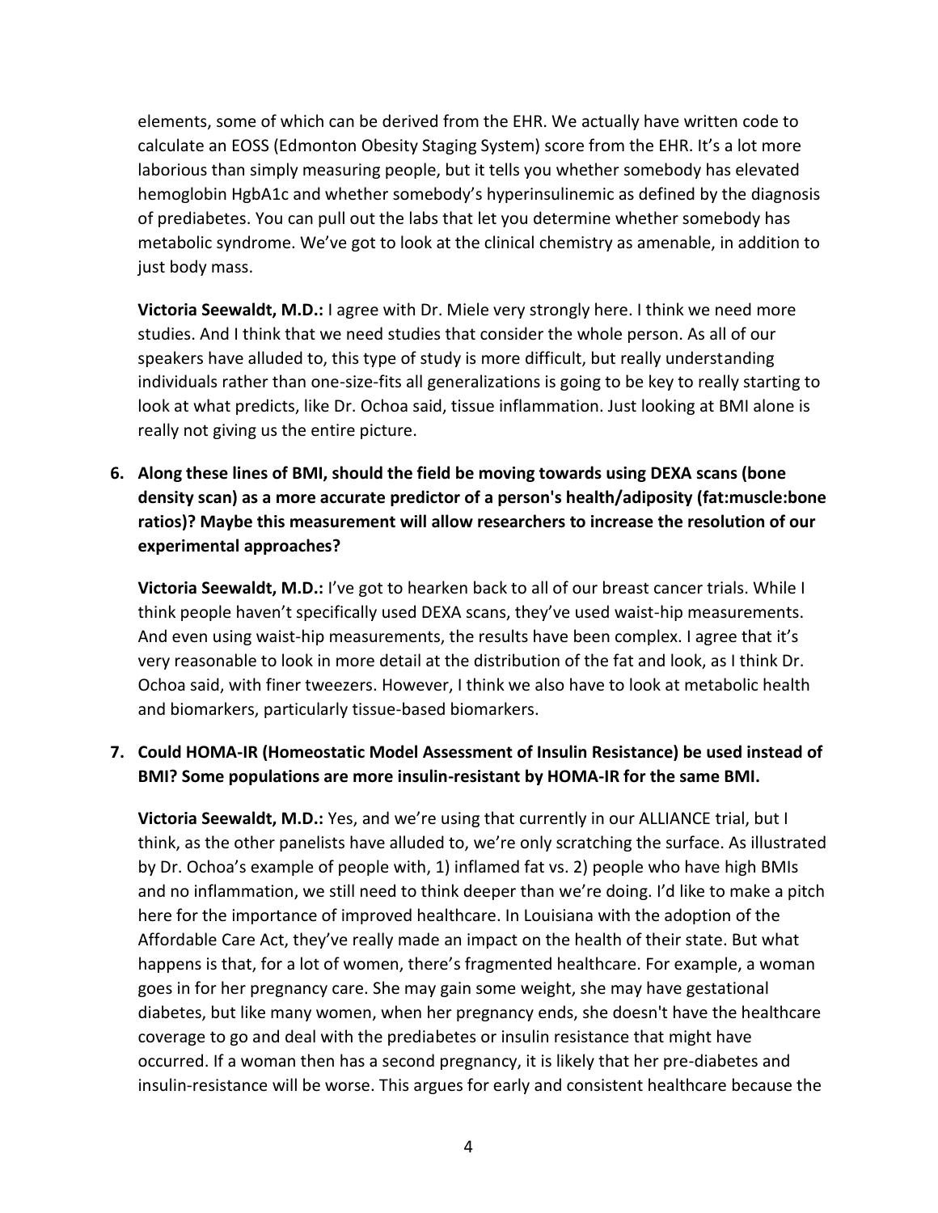elements, some of which can be derived from the EHR. We actually have written code to calculate an EOSS (Edmonton Obesity Staging System) score from the EHR. It's a lot more laborious than simply measuring people, but it tells you whether somebody has elevated hemoglobin HgbA1c and whether somebody's hyperinsulinemic as defined by the diagnosis of prediabetes. You can pull out the labs that let you determine whether somebody has metabolic syndrome. We've got to look at the clinical chemistry as amenable, in addition to just body mass.

**Victoria Seewaldt, M.D.:** I agree with Dr. Miele very strongly here. I think we need more studies. And I think that we need studies that consider the whole person. As all of our speakers have alluded to, this type of study is more difficult, but really understanding individuals rather than one-size-fits all generalizations is going to be key to really starting to look at what predicts, like Dr. Ochoa said, tissue inflammation. Just looking at BMI alone is really not giving us the entire picture.

6. **Along these lines of BMI, should the field be moving towards using DEXA scans (bone density scan) as a more accurate predictor of a person's health/adiposity (fat:muscle:bone ratios)? Maybe this measurement will allow researchers to increase the resolution of our experimental approaches?**

   **Victoria Seewaldt, M.D.:** I've got to hearken back to all of our breast cancer trials. While I think people haven't specifically used DEXA scans, they've used waist-hip measurements. And even using waist-hip measurements, the results have been complex. I agree that it's very reasonable to look in more detail at the distribution of the fat and look, as I think Dr. Ochoa said, with finer tweezers. However, I think we also have to look at metabolic health and biomarkers, particularly tissue-based biomarkers.

7. **Could HOMA-IR (Homeostatic Model Assessment of Insulin Resistance) be used instead of BMI? Some populations are more insulin-resistant by HOMA-IR for the same BMI.**

   **Victoria Seewaldt, M.D.:** Yes, and we're using that currently in our ALLIANCE trial, but I think, as the other panelists have alluded to, we're only scratching the surface. As illustrated by Dr. Ochoa's example of people with, 1) inflamed fat vs. 2) people who have high BMIs and no inflammation, we still need to think deeper than we're doing. I'd like to make a pitch here for the importance of improved healthcare. In Louisiana with the adoption of the Affordable Care Act, they've really made an impact on the health of their state. But what happens is that, for a lot of women, there's fragmented healthcare. For example, a woman goes in for her pregnancy care. She may gain some weight, she may have gestational diabetes, but like many women, when her pregnancy ends, she doesn't have the healthcare coverage to go and deal with the prediabetes or insulin resistance that might have occurred. If a woman then has a second pregnancy, it is likely that her pre-diabetes and insulin-resistance will be worse. This argues for early and consistent healthcare because the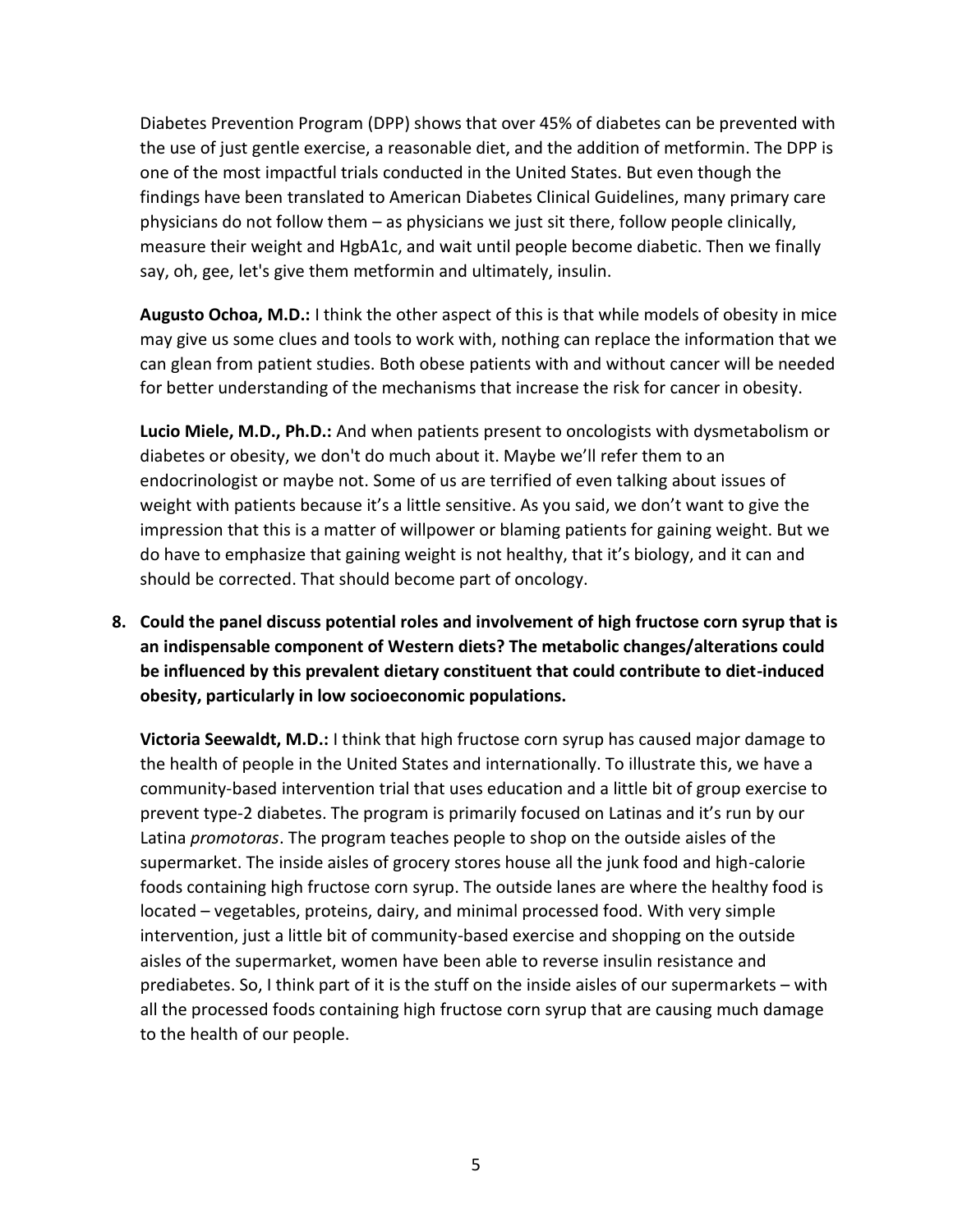Diabetes Prevention Program (DPP) shows that over 45% of diabetes can be prevented with the use of just gentle exercise, a reasonable diet, and the addition of metformin. The DPP is one of the most impactful trials conducted in the United States. But even though the findings have been translated to American Diabetes Clinical Guidelines, many primary care physicians do not follow them – as physicians we just sit there, follow people clinically, measure their weight and HgbA1c, and wait until people become diabetic. Then we finally say, oh, gee, let's give them metformin and ultimately, insulin.

**Augusto Ochoa, M.D.:** I think the other aspect of this is that while models of obesity in mice may give us some clues and tools to work with, nothing can replace the information that we can glean from patient studies. Both obese patients with and without cancer will be needed for better understanding of the mechanisms that increase the risk for cancer in obesity.

**Lucio Miele, M.D., Ph.D.:** And when patients present to oncologists with dysmetabolism or diabetes or obesity, we don't do much about it. Maybe we'll refer them to an endocrinologist or maybe not. Some of us are terrified of even talking about issues of weight with patients because it's a little sensitive. As you said, we don't want to give the impression that this is a matter of willpower or blaming patients for gaining weight. But we do have to emphasize that gaining weight is not healthy, that it's biology, and it can and should be corrected. That should become part of oncology.

**8. Could the panel discuss potential roles and involvement of high fructose corn syrup that is an indispensable component of Western diets? The metabolic changes/alterations could be influenced by this prevalent dietary constituent that could contribute to diet-induced obesity, particularly in low socioeconomic populations.**

**Victoria Seewaldt, M.D.:** I think that high fructose corn syrup has caused major damage to the health of people in the United States and internationally. To illustrate this, we have a community-based intervention trial that uses education and a little bit of group exercise to prevent type-2 diabetes. The program is primarily focused on Latinas and it's run by our Latina *promotoras*. The program teaches people to shop on the outside aisles of the supermarket. The inside aisles of grocery stores house all the junk food and high-calorie foods containing high fructose corn syrup. The outside lanes are where the healthy food is located – vegetables, proteins, dairy, and minimal processed food. With very simple intervention, just a little bit of community-based exercise and shopping on the outside aisles of the supermarket, women have been able to reverse insulin resistance and prediabetes. So, I think part of it is the stuff on the inside aisles of our supermarkets – with all the processed foods containing high fructose corn syrup that are causing much damage to the health of our people.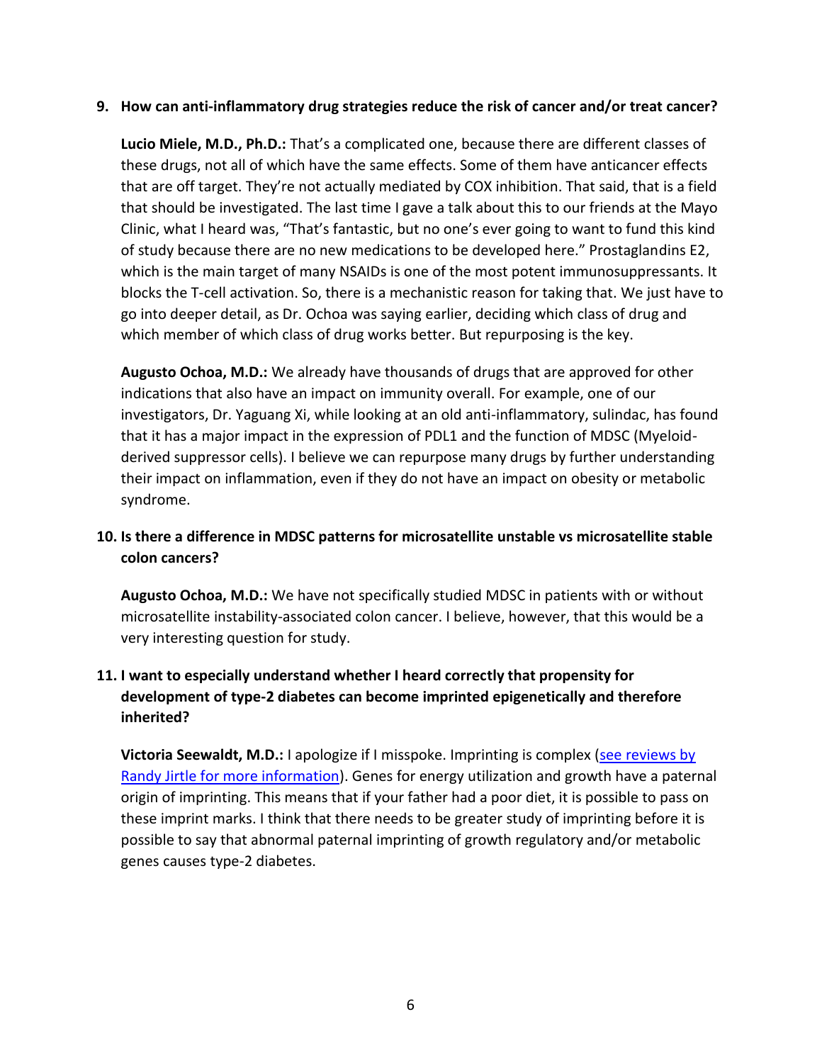**9. How can anti-inflammatory drug strategies reduce the risk of cancer and/or treat cancer?**

**Lucio Miele, M.D., Ph.D.:** That's a complicated one, because there are different classes of these drugs, not all of which have the same effects. Some of them have anticancer effects that are off target. They're not actually mediated by COX inhibition. That said, that is a field that should be investigated. The last time I gave a talk about this to our friends at the Mayo Clinic, what I heard was, "That's fantastic, but no one's ever going to want to fund this kind of study because there are no new medications to be developed here." Prostaglandins E2, which is the main target of many NSAIDs is one of the most potent immunosuppressants. It blocks the T-cell activation. So, there is a mechanistic reason for taking that. We just have to go into deeper detail, as Dr. Ochoa was saying earlier, deciding which class of drug and which member of which class of drug works better. But repurposing is the key.

**Augusto Ochoa, M.D.:** We already have thousands of drugs that are approved for other indications that also have an impact on immunity overall. For example, one of our investigators, Dr. Yaguang Xi, while looking at an old anti-inflammatory, sulindac, has found that it has a major impact in the expression of PDL1 and the function of MDSC (Myeloid-derived suppressor cells). I believe we can repurpose many drugs by further understanding their impact on inflammation, even if they do not have an impact on obesity or metabolic syndrome.

**10. Is there a difference in MDSC patterns for microsatellite unstable vs microsatellite stable colon cancers?**

**Augusto Ochoa, M.D.:** We have not specifically studied MDSC in patients with or without microsatellite instability-associated colon cancer. I believe, however, that this would be a very interesting question for study.

**11. I want to especially understand whether I heard correctly that propensity for development of type-2 diabetes can become imprinted epigenetically and therefore inherited?**

**Victoria Seewaldt, M.D.:** I apologize if I misspoke. Imprinting is complex (see reviews by Randy Jirtle for more information). Genes for energy utilization and growth have a paternal origin of imprinting. This means that if your father had a poor diet, it is possible to pass on these imprint marks. I think that there needs to be greater study of imprinting before it is possible to say that abnormal paternal imprinting of growth regulatory and/or metabolic genes causes type-2 diabetes.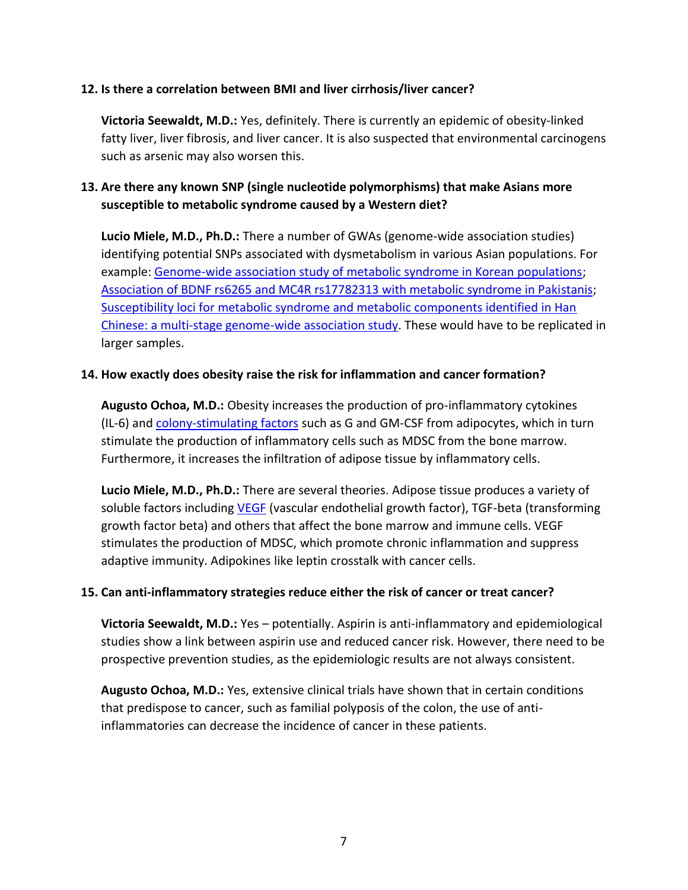**12. Is there a correlation between BMI and liver cirrhosis/liver cancer?**

**Victoria Seewaldt, M.D.:** Yes, definitely. There is currently an epidemic of obesity-linked fatty liver, liver fibrosis, and liver cancer. It is also suspected that environmental carcinogens such as arsenic may also worsen this.

**13. Are there any known SNP (single nucleotide polymorphisms) that make Asians more susceptible to metabolic syndrome caused by a Western diet?**

**Lucio Miele, M.D., Ph.D.:** There a number of GWAs (genome-wide association studies) identifying potential SNPs associated with dysmetabolism in various Asian populations. For example: Genome-wide association study of metabolic syndrome in Korean populations; Association of BDNF rs6265 and MC4R rs17782313 with metabolic syndrome in Pakistanis; Susceptibility loci for metabolic syndrome and metabolic components identified in Han Chinese: a multi-stage genome-wide association study. These would have to be replicated in larger samples.

**14. How exactly does obesity raise the risk for inflammation and cancer formation?**

**Augusto Ochoa, M.D.:** Obesity increases the production of pro-inflammatory cytokines (IL-6) and colony-stimulating factors such as G and GM-CSF from adipocytes, which in turn stimulate the production of inflammatory cells such as MDSC from the bone marrow. Furthermore, it increases the infiltration of adipose tissue by inflammatory cells.

**Lucio Miele, M.D., Ph.D.:** There are several theories. Adipose tissue produces a variety of soluble factors including VEGF (vascular endothelial growth factor), TGF-beta (transforming growth factor beta) and others that affect the bone marrow and immune cells. VEGF stimulates the production of MDSC, which promote chronic inflammation and suppress adaptive immunity. Adipokines like leptin crosstalk with cancer cells.

**15. Can anti-inflammatory strategies reduce either the risk of cancer or treat cancer?**

**Victoria Seewaldt, M.D.:** Yes – potentially. Aspirin is anti-inflammatory and epidemiological studies show a link between aspirin use and reduced cancer risk. However, there need to be prospective prevention studies, as the epidemiologic results are not always consistent.

**Augusto Ochoa, M.D.:** Yes, extensive clinical trials have shown that in certain conditions that predispose to cancer, such as familial polyposis of the colon, the use of anti-inflammatories can decrease the incidence of cancer in these patients.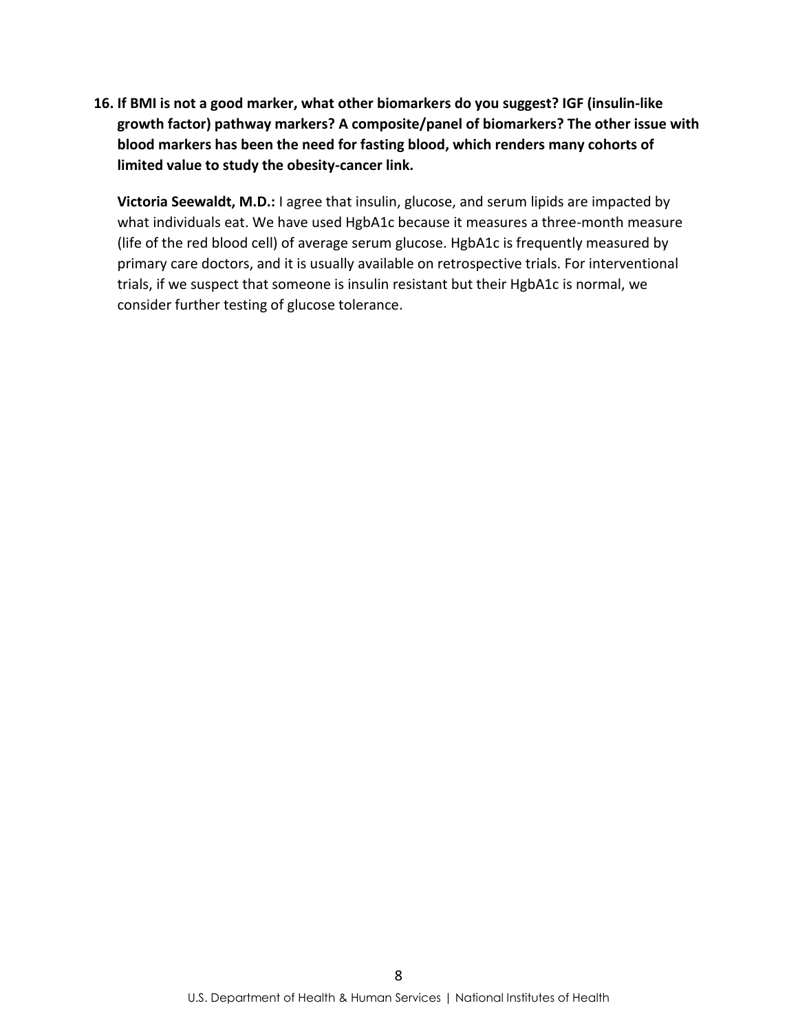**16. If BMI is not a good marker, what other biomarkers do you suggest? IGF (insulin-like growth factor) pathway markers? A composite/panel of biomarkers? The other issue with blood markers has been the need for fasting blood, which renders many cohorts of limited value to study the obesity-cancer link.**

**Victoria Seewaldt, M.D.:** I agree that insulin, glucose, and serum lipids are impacted by what individuals eat. We have used HgbA1c because it measures a three-month measure (life of the red blood cell) of average serum glucose. HgbA1c is frequently measured by primary care doctors, and it is usually available on retrospective trials. For interventional trials, if we suspect that someone is insulin resistant but their HgbA1c is normal, we consider further testing of glucose tolerance.